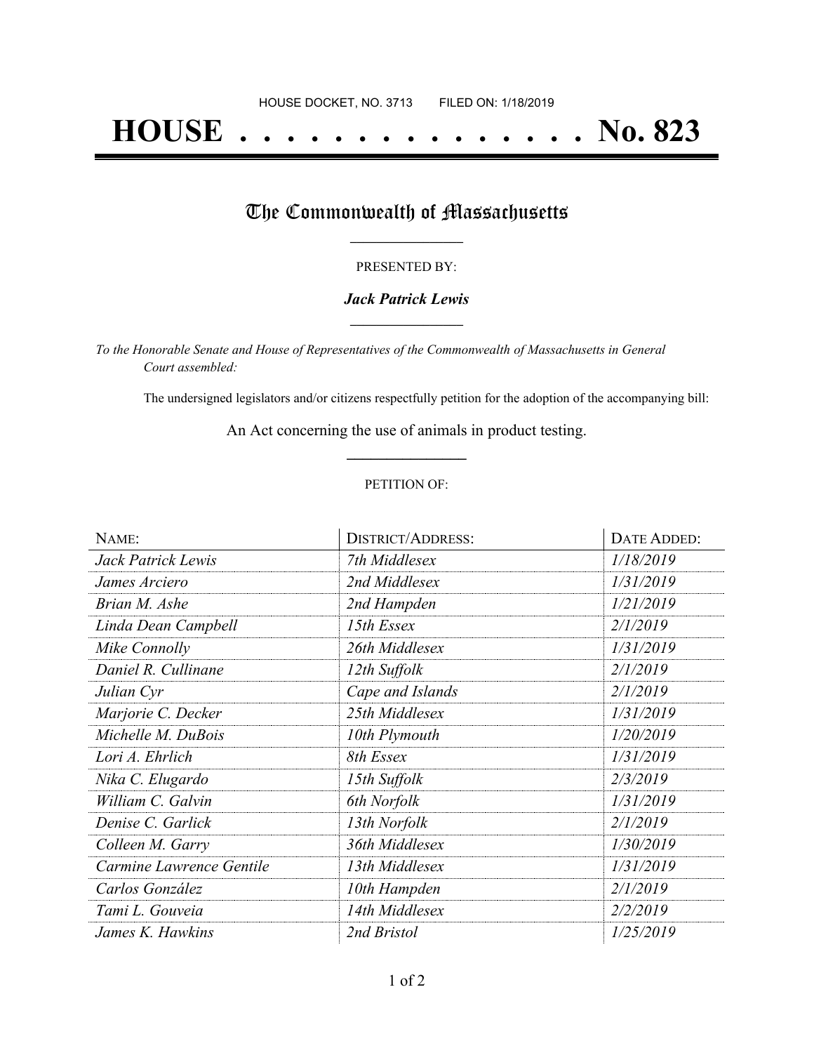HOUSE DOCKET, NO. 3713 FILED ON: 1/18/2019

# HOUSE . . . . . . . . . . . . . . . No. 823

## The Commonwealth of Massachusetts

PRESENTED BY:

***Jack Patrick Lewis***

*To the Honorable Senate and House of Representatives of the Commonwealth of Massachusetts in General Court assembled:*

The undersigned legislators and/or citizens respectfully petition for the adoption of the accompanying bill:

An Act concerning the use of animals in product testing.

PETITION OF:

| NAME: | DISTRICT/ADDRESS: | DATE ADDED: |
|---|---|---|
| *Jack Patrick Lewis* | *7th Middlesex* | *1/18/2019* |
| *James Arciero* | *2nd Middlesex* | *1/31/2019* |
| *Brian M. Ashe* | *2nd Hampden* | *1/21/2019* |
| *Linda Dean Campbell* | *15th Essex* | *2/1/2019* |
| *Mike Connolly* | *26th Middlesex* | *1/31/2019* |
| *Daniel R. Cullinane* | *12th Suffolk* | *2/1/2019* |
| *Julian Cyr* | *Cape and Islands* | *2/1/2019* |
| *Marjorie C. Decker* | *25th Middlesex* | *1/31/2019* |
| *Michelle M. DuBois* | *10th Plymouth* | *1/20/2019* |
| *Lori A. Ehrlich* | *8th Essex* | *1/31/2019* |
| *Nika C. Elugardo* | *15th Suffolk* | *2/3/2019* |
| *William C. Galvin* | *6th Norfolk* | *1/31/2019* |
| *Denise C. Garlick* | *13th Norfolk* | *2/1/2019* |
| *Colleen M. Garry* | *36th Middlesex* | *1/30/2019* |
| *Carmine Lawrence Gentile* | *13th Middlesex* | *1/31/2019* |
| *Carlos González* | *10th Hampden* | *2/1/2019* |
| *Tami L. Gouveia* | *14th Middlesex* | *2/2/2019* |
| *James K. Hawkins* | *2nd Bristol* | *1/25/2019* |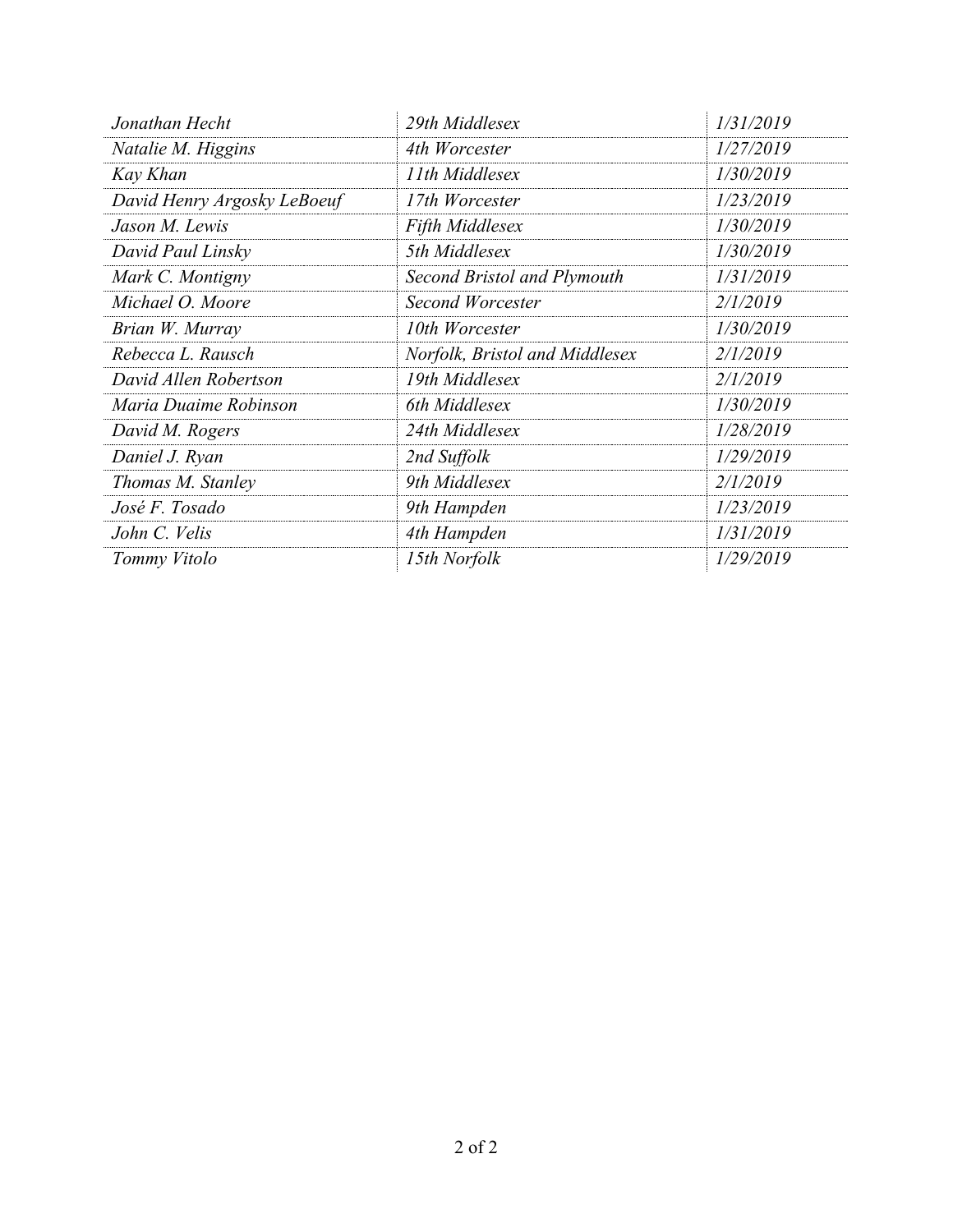| | | |
|---|---|---|
| *Jonathan Hecht* | *29th Middlesex* | *1/31/2019* |
| *Natalie M. Higgins* | *4th Worcester* | *1/27/2019* |
| *Kay Khan* | *11th Middlesex* | *1/30/2019* |
| *David Henry Argosky LeBoeuf* | *17th Worcester* | *1/23/2019* |
| *Jason M. Lewis* | *Fifth Middlesex* | *1/30/2019* |
| *David Paul Linsky* | *5th Middlesex* | *1/30/2019* |
| *Mark C. Montigny* | *Second Bristol and Plymouth* | *1/31/2019* |
| *Michael O. Moore* | *Second Worcester* | *2/1/2019* |
| *Brian W. Murray* | *10th Worcester* | *1/30/2019* |
| *Rebecca L. Rausch* | *Norfolk, Bristol and Middlesex* | *2/1/2019* |
| *David Allen Robertson* | *19th Middlesex* | *2/1/2019* |
| *Maria Duaime Robinson* | *6th Middlesex* | *1/30/2019* |
| *David M. Rogers* | *24th Middlesex* | *1/28/2019* |
| *Daniel J. Ryan* | *2nd Suffolk* | *1/29/2019* |
| *Thomas M. Stanley* | *9th Middlesex* | *2/1/2019* |
| *José F. Tosado* | *9th Hampden* | *1/23/2019* |
| *John C. Velis* | *4th Hampden* | *1/31/2019* |
| *Tommy Vitolo* | *15th Norfolk* | *1/29/2019* |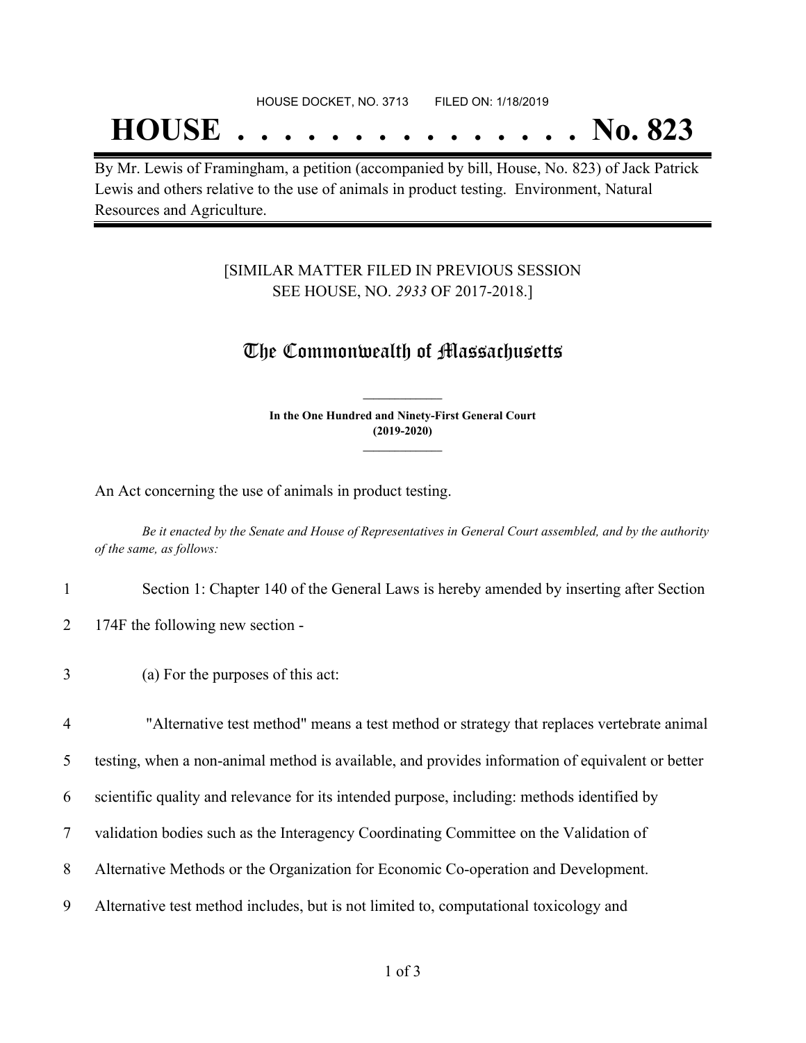HOUSE DOCKET, NO. 3713 FILED ON: 1/18/2019

# HOUSE . . . . . . . . . . . . . . . No. 823

By Mr. Lewis of Framingham, a petition (accompanied by bill, House, No. 823) of Jack Patrick Lewis and others relative to the use of animals in product testing. Environment, Natural Resources and Agriculture.

[SIMILAR MATTER FILED IN PREVIOUS SESSION SEE HOUSE, NO. *2933* OF 2017-2018.]

## The Commonwealth of Massachusetts

**In the One Hundred and Ninety-First General Court (2019-2020)**

An Act concerning the use of animals in product testing.

*Be it enacted by the Senate and House of Representatives in General Court assembled, and by the authority of the same, as follows:*

1 Section 1: Chapter 140 of the General Laws is hereby amended by inserting after Section
2 174F the following new section -

3 (a) For the purposes of this act:

4 "Alternative test method" means a test method or strategy that replaces vertebrate animal
5 testing, when a non-animal method is available, and provides information of equivalent or better
6 scientific quality and relevance for its intended purpose, including: methods identified by
7 validation bodies such as the Interagency Coordinating Committee on the Validation of
8 Alternative Methods or the Organization for Economic Co-operation and Development.
9 Alternative test method includes, but is not limited to, computational toxicology and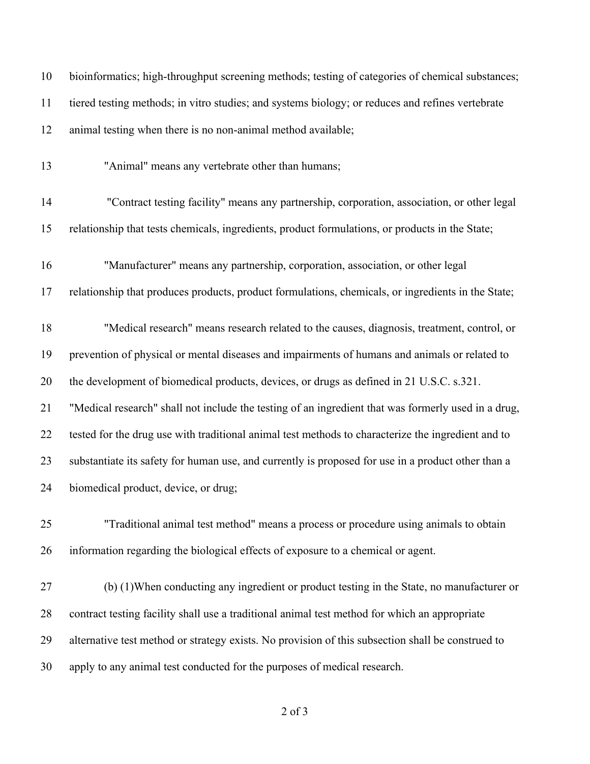bioinformatics; high-throughput screening methods; testing of categories of chemical substances; tiered testing methods; in vitro studies; and systems biology; or reduces and refines vertebrate animal testing when there is no non-animal method available;

"Animal" means any vertebrate other than humans;

"Contract testing facility" means any partnership, corporation, association, or other legal relationship that tests chemicals, ingredients, product formulations, or products in the State;

"Manufacturer" means any partnership, corporation, association, or other legal relationship that produces products, product formulations, chemicals, or ingredients in the State;

"Medical research" means research related to the causes, diagnosis, treatment, control, or prevention of physical or mental diseases and impairments of humans and animals or related to the development of biomedical products, devices, or drugs as defined in 21 U.S.C. s.321. "Medical research" shall not include the testing of an ingredient that was formerly used in a drug, tested for the drug use with traditional animal test methods to characterize the ingredient and to substantiate its safety for human use, and currently is proposed for use in a product other than a biomedical product, device, or drug;

"Traditional animal test method" means a process or procedure using animals to obtain information regarding the biological effects of exposure to a chemical or agent.

(b) (1)When conducting any ingredient or product testing in the State, no manufacturer or contract testing facility shall use a traditional animal test method for which an appropriate alternative test method or strategy exists. No provision of this subsection shall be construed to apply to any animal test conducted for the purposes of medical research.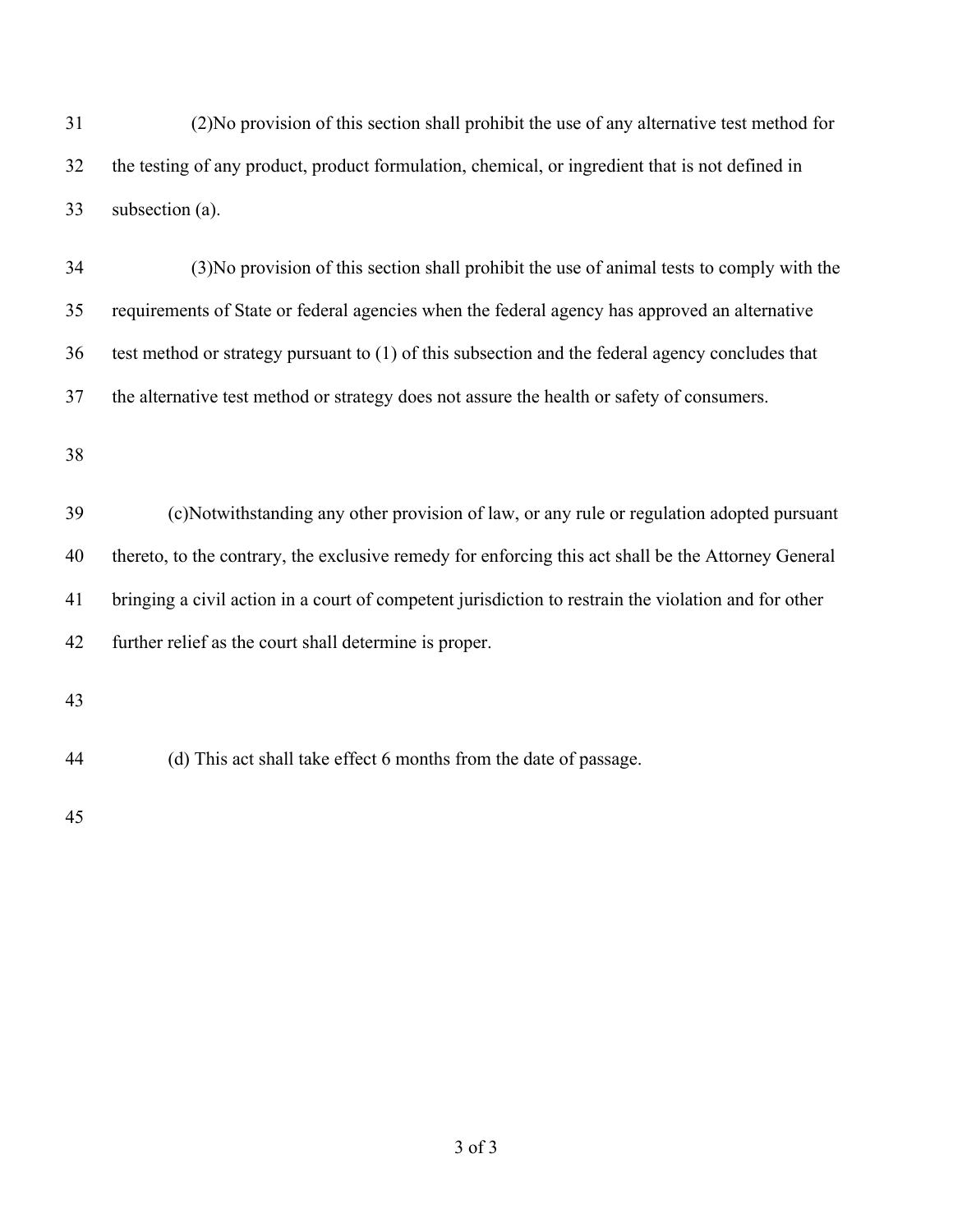(2)No provision of this section shall prohibit the use of any alternative test method for the testing of any product, product formulation, chemical, or ingredient that is not defined in subsection (a).

(3)No provision of this section shall prohibit the use of animal tests to comply with the requirements of State or federal agencies when the federal agency has approved an alternative test method or strategy pursuant to (1) of this subsection and the federal agency concludes that the alternative test method or strategy does not assure the health or safety of consumers.

(c)Notwithstanding any other provision of law, or any rule or regulation adopted pursuant thereto, to the contrary, the exclusive remedy for enforcing this act shall be the Attorney General bringing a civil action in a court of competent jurisdiction to restrain the violation and for other further relief as the court shall determine is proper.

(d) This act shall take effect 6 months from the date of passage.